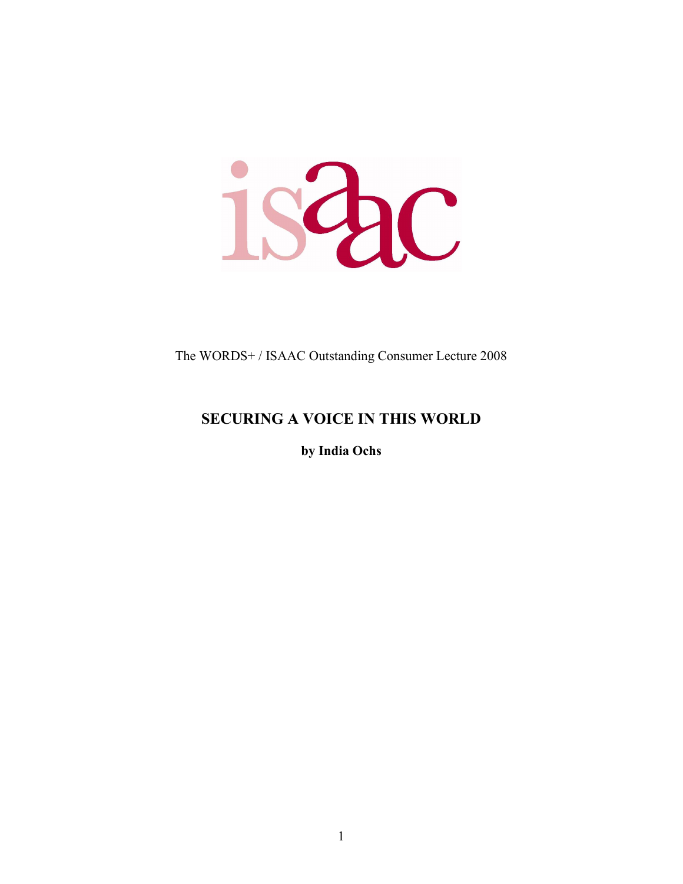isaac

The WORDS+ / ISAAC Outstanding Consumer Lecture 2008

# SECURING A VOICE IN THIS WORLD

**by India Ochs**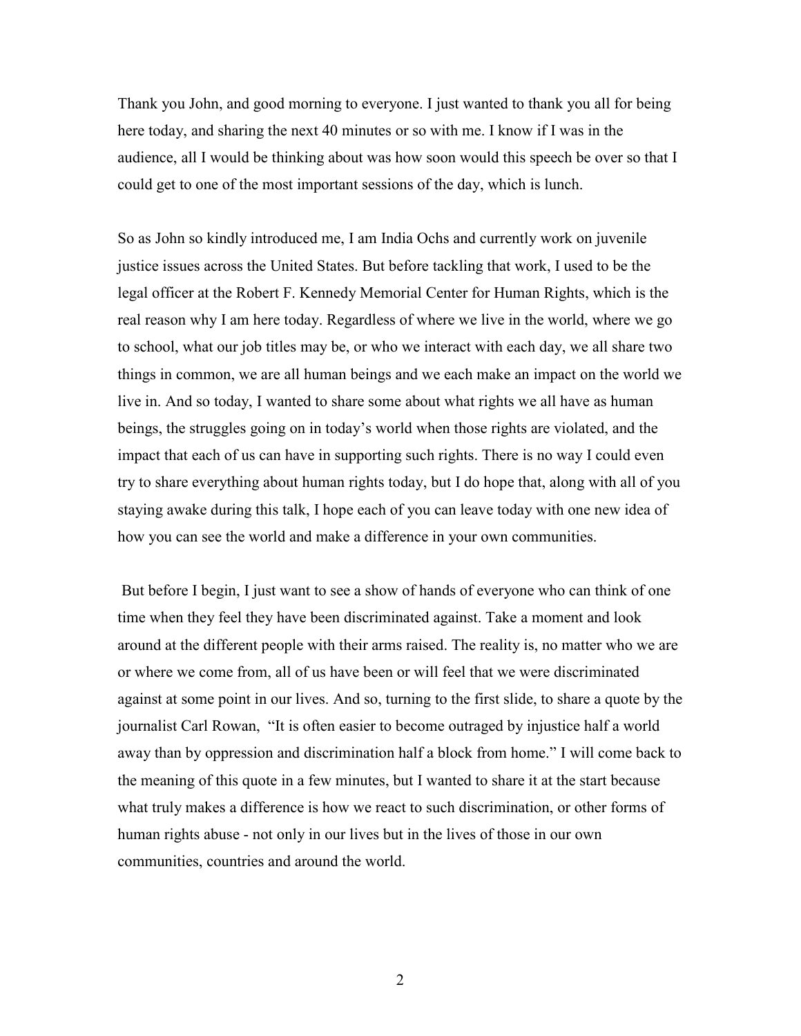Thank you John, and good morning to everyone. I just wanted to thank you all for being here today, and sharing the next 40 minutes or so with me. I know if I was in the audience, all I would be thinking about was how soon would this speech be over so that I could get to one of the most important sessions of the day, which is lunch.

So as John so kindly introduced me, I am India Ochs and currently work on juvenile justice issues across the United States. But before tackling that work, I used to be the legal officer at the Robert F. Kennedy Memorial Center for Human Rights, which is the real reason why I am here today. Regardless of where we live in the world, where we go to school, what our job titles may be, or who we interact with each day, we all share two things in common, we are all human beings and we each make an impact on the world we live in. And so today, I wanted to share some about what rights we all have as human beings, the struggles going on in today's world when those rights are violated, and the impact that each of us can have in supporting such rights. There is no way I could even try to share everything about human rights today, but I do hope that, along with all of you staying awake during this talk, I hope each of you can leave today with one new idea of how you can see the world and make a difference in your own communities.

But before I begin, I just want to see a show of hands of everyone who can think of one time when they feel they have been discriminated against. Take a moment and look around at the different people with their arms raised. The reality is, no matter who we are or where we come from, all of us have been or will feel that we were discriminated against at some point in our lives. And so, turning to the first slide, to share a quote by the journalist Carl Rowan, "It is often easier to become outraged by injustice half a world away than by oppression and discrimination half a block from home." I will come back to the meaning of this quote in a few minutes, but I wanted to share it at the start because what truly makes a difference is how we react to such discrimination, or other forms of human rights abuse - not only in our lives but in the lives of those in our own communities, countries and around the world.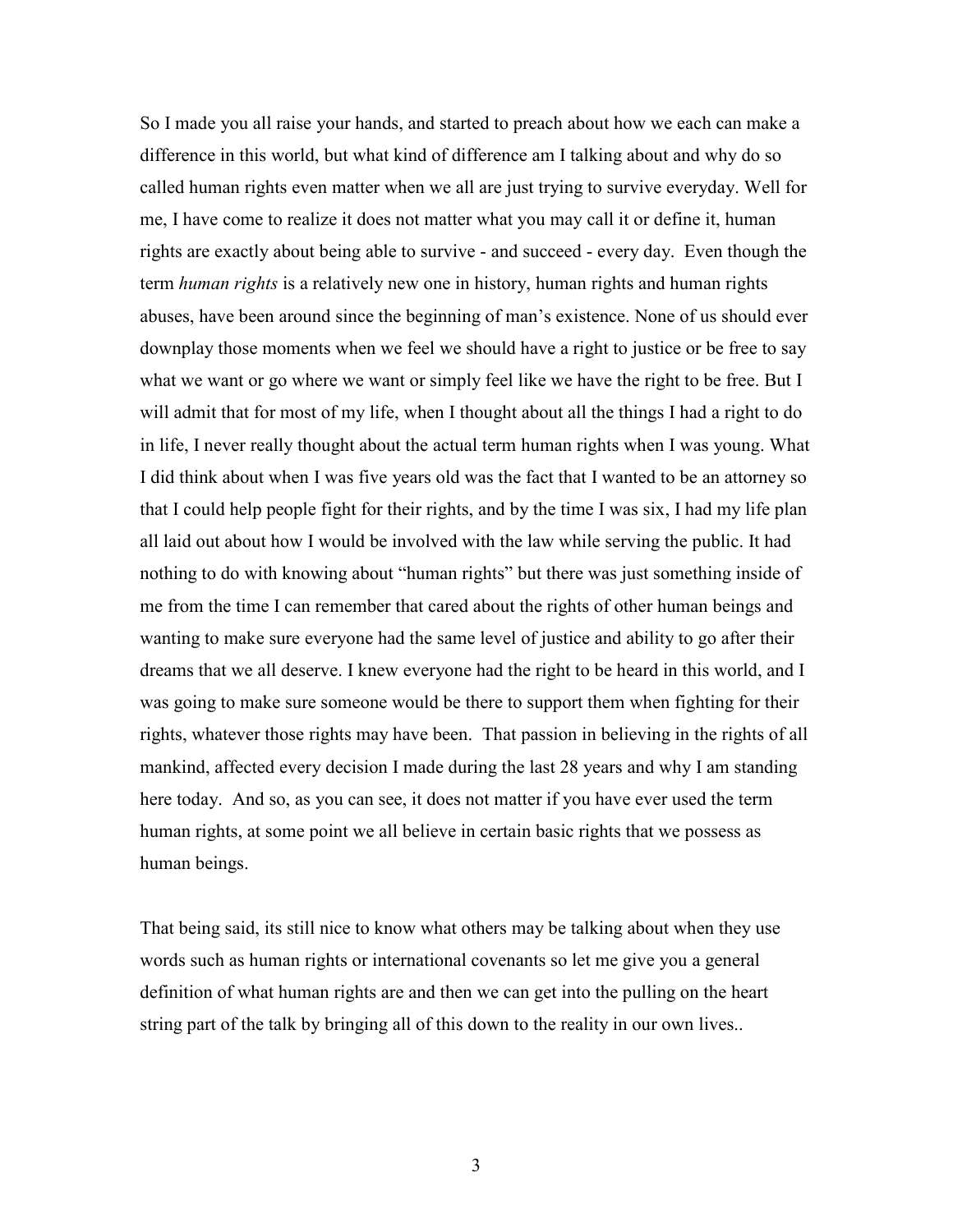So I made you all raise your hands, and started to preach about how we each can make a difference in this world, but what kind of difference am I talking about and why do so called human rights even matter when we all are just trying to survive everyday. Well for me, I have come to realize it does not matter what you may call it or define it, human rights are exactly about being able to survive - and succeed - every day.  Even though the term *human rights* is a relatively new one in history, human rights and human rights abuses, have been around since the beginning of man's existence. None of us should ever downplay those moments when we feel we should have a right to justice or be free to say what we want or go where we want or simply feel like we have the right to be free. But I will admit that for most of my life, when I thought about all the things I had a right to do in life, I never really thought about the actual term human rights when I was young. What I did think about when I was five years old was the fact that I wanted to be an attorney so that I could help people fight for their rights, and by the time I was six, I had my life plan all laid out about how I would be involved with the law while serving the public. It had nothing to do with knowing about "human rights" but there was just something inside of me from the time I can remember that cared about the rights of other human beings and wanting to make sure everyone had the same level of justice and ability to go after their dreams that we all deserve. I knew everyone had the right to be heard in this world, and I was going to make sure someone would be there to support them when fighting for their rights, whatever those rights may have been.  That passion in believing in the rights of all mankind, affected every decision I made during the last 28 years and why I am standing here today.  And so, as you can see, it does not matter if you have ever used the term human rights, at some point we all believe in certain basic rights that we possess as human beings.

That being said, its still nice to know what others may be talking about when they use words such as human rights or international covenants so let me give you a general definition of what human rights are and then we can get into the pulling on the heart string part of the talk by bringing all of this down to the reality in our own lives..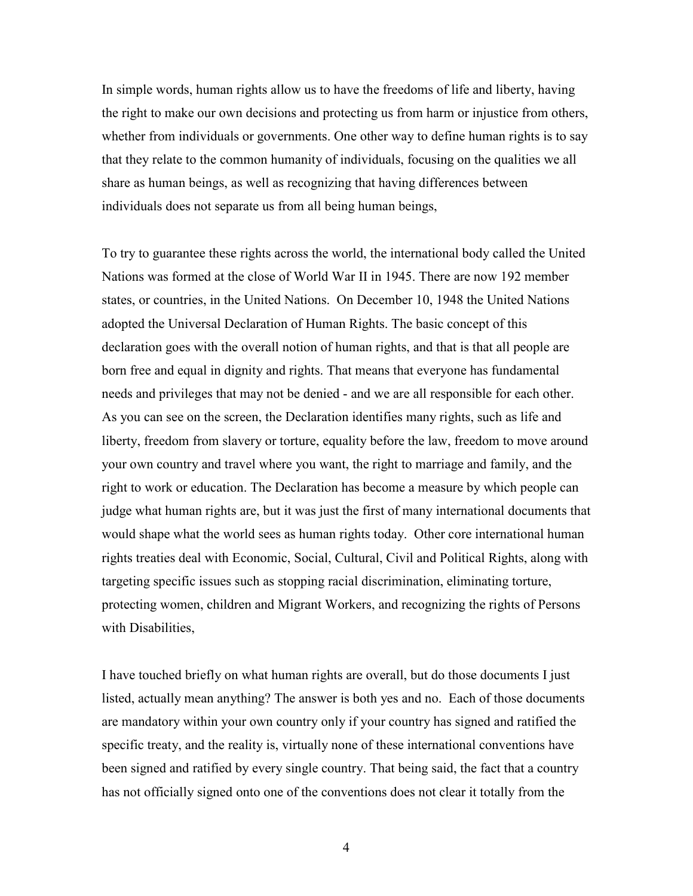In simple words, human rights allow us to have the freedoms of life and liberty, having the right to make our own decisions and protecting us from harm or injustice from others, whether from individuals or governments. One other way to define human rights is to say that they relate to the common humanity of individuals, focusing on the qualities we all share as human beings, as well as recognizing that having differences between individuals does not separate us from all being human beings,

To try to guarantee these rights across the world, the international body called the United Nations was formed at the close of World War II in 1945. There are now 192 member states, or countries, in the United Nations. On December 10, 1948 the United Nations adopted the Universal Declaration of Human Rights. The basic concept of this declaration goes with the overall notion of human rights, and that is that all people are born free and equal in dignity and rights. That means that everyone has fundamental needs and privileges that may not be denied - and we are all responsible for each other. As you can see on the screen, the Declaration identifies many rights, such as life and liberty, freedom from slavery or torture, equality before the law, freedom to move around your own country and travel where you want, the right to marriage and family, and the right to work or education. The Declaration has become a measure by which people can judge what human rights are, but it was just the first of many international documents that would shape what the world sees as human rights today. Other core international human rights treaties deal with Economic, Social, Cultural, Civil and Political Rights, along with targeting specific issues such as stopping racial discrimination, eliminating torture, protecting women, children and Migrant Workers, and recognizing the rights of Persons with Disabilities,

I have touched briefly on what human rights are overall, but do those documents I just listed, actually mean anything? The answer is both yes and no. Each of those documents are mandatory within your own country only if your country has signed and ratified the specific treaty, and the reality is, virtually none of these international conventions have been signed and ratified by every single country. That being said, the fact that a country has not officially signed onto one of the conventions does not clear it totally from the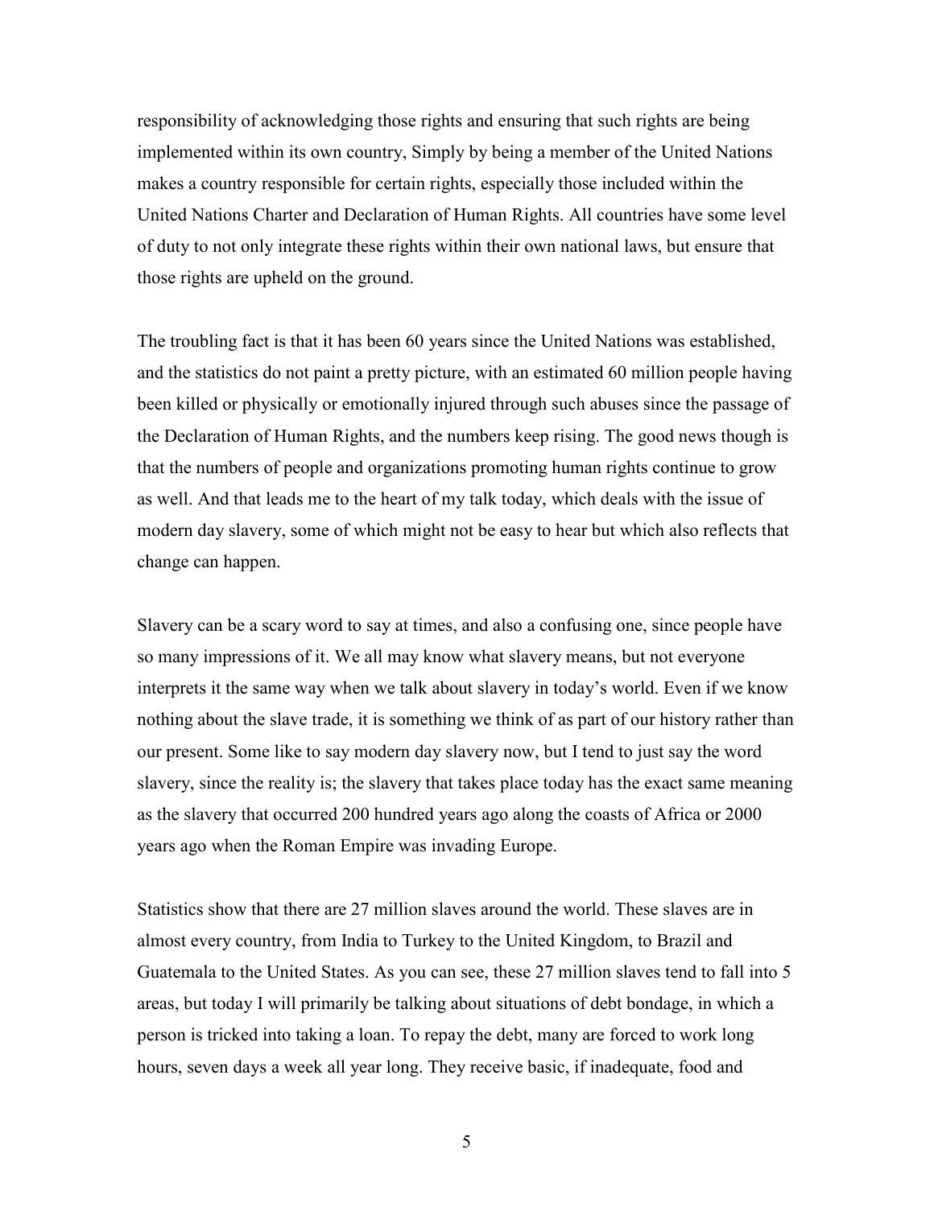responsibility of acknowledging those rights and ensuring that such rights are being implemented within its own country, Simply by being a member of the United Nations makes a country responsible for certain rights, especially those included within the United Nations Charter and Declaration of Human Rights. All countries have some level of duty to not only integrate these rights within their own national laws, but ensure that those rights are upheld on the ground.

The troubling fact is that it has been 60 years since the United Nations was established, and the statistics do not paint a pretty picture, with an estimated 60 million people having been killed or physically or emotionally injured through such abuses since the passage of the Declaration of Human Rights, and the numbers keep rising. The good news though is that the numbers of people and organizations promoting human rights continue to grow as well. And that leads me to the heart of my talk today, which deals with the issue of modern day slavery, some of which might not be easy to hear but which also reflects that change can happen.

Slavery can be a scary word to say at times, and also a confusing one, since people have so many impressions of it. We all may know what slavery means, but not everyone interprets it the same way when we talk about slavery in today's world. Even if we know nothing about the slave trade, it is something we think of as part of our history rather than our present. Some like to say modern day slavery now, but I tend to just say the word slavery, since the reality is; the slavery that takes place today has the exact same meaning as the slavery that occurred 200 hundred years ago along the coasts of Africa or 2000 years ago when the Roman Empire was invading Europe.

Statistics show that there are 27 million slaves around the world. These slaves are in almost every country, from India to Turkey to the United Kingdom, to Brazil and Guatemala to the United States. As you can see, these 27 million slaves tend to fall into 5 areas, but today I will primarily be talking about situations of debt bondage, in which a person is tricked into taking a loan. To repay the debt, many are forced to work long hours, seven days a week all year long. They receive basic, if inadequate, food and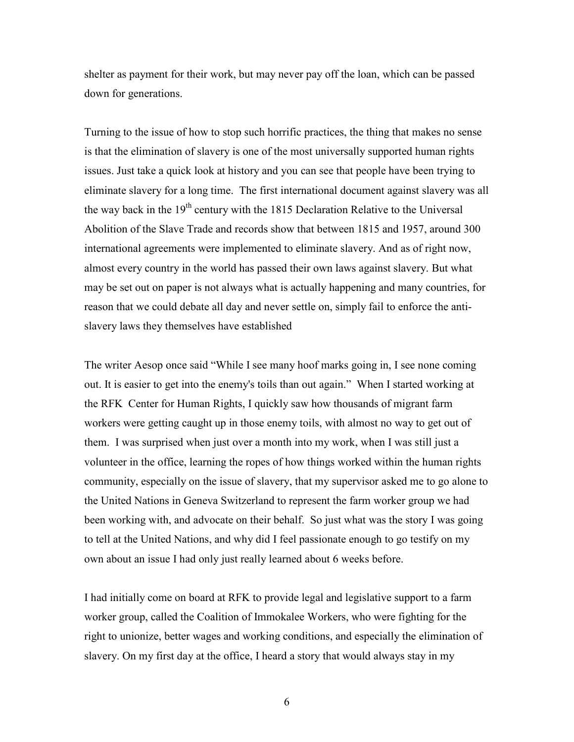shelter as payment for their work, but may never pay off the loan, which can be passed down for generations.

Turning to the issue of how to stop such horrific practices, the thing that makes no sense is that the elimination of slavery is one of the most universally supported human rights issues. Just take a quick look at history and you can see that people have been trying to eliminate slavery for a long time. The first international document against slavery was all the way back in the 19th century with the 1815 Declaration Relative to the Universal Abolition of the Slave Trade and records show that between 1815 and 1957, around 300 international agreements were implemented to eliminate slavery. And as of right now, almost every country in the world has passed their own laws against slavery. But what may be set out on paper is not always what is actually happening and many countries, for reason that we could debate all day and never settle on, simply fail to enforce the anti-slavery laws they themselves have established

The writer Aesop once said "While I see many hoof marks going in, I see none coming out. It is easier to get into the enemy's toils than out again." When I started working at the RFK Center for Human Rights, I quickly saw how thousands of migrant farm workers were getting caught up in those enemy toils, with almost no way to get out of them. I was surprised when just over a month into my work, when I was still just a volunteer in the office, learning the ropes of how things worked within the human rights community, especially on the issue of slavery, that my supervisor asked me to go alone to the United Nations in Geneva Switzerland to represent the farm worker group we had been working with, and advocate on their behalf. So just what was the story I was going to tell at the United Nations, and why did I feel passionate enough to go testify on my own about an issue I had only just really learned about 6 weeks before.

I had initially come on board at RFK to provide legal and legislative support to a farm worker group, called the Coalition of Immokalee Workers, who were fighting for the right to unionize, better wages and working conditions, and especially the elimination of slavery. On my first day at the office, I heard a story that would always stay in my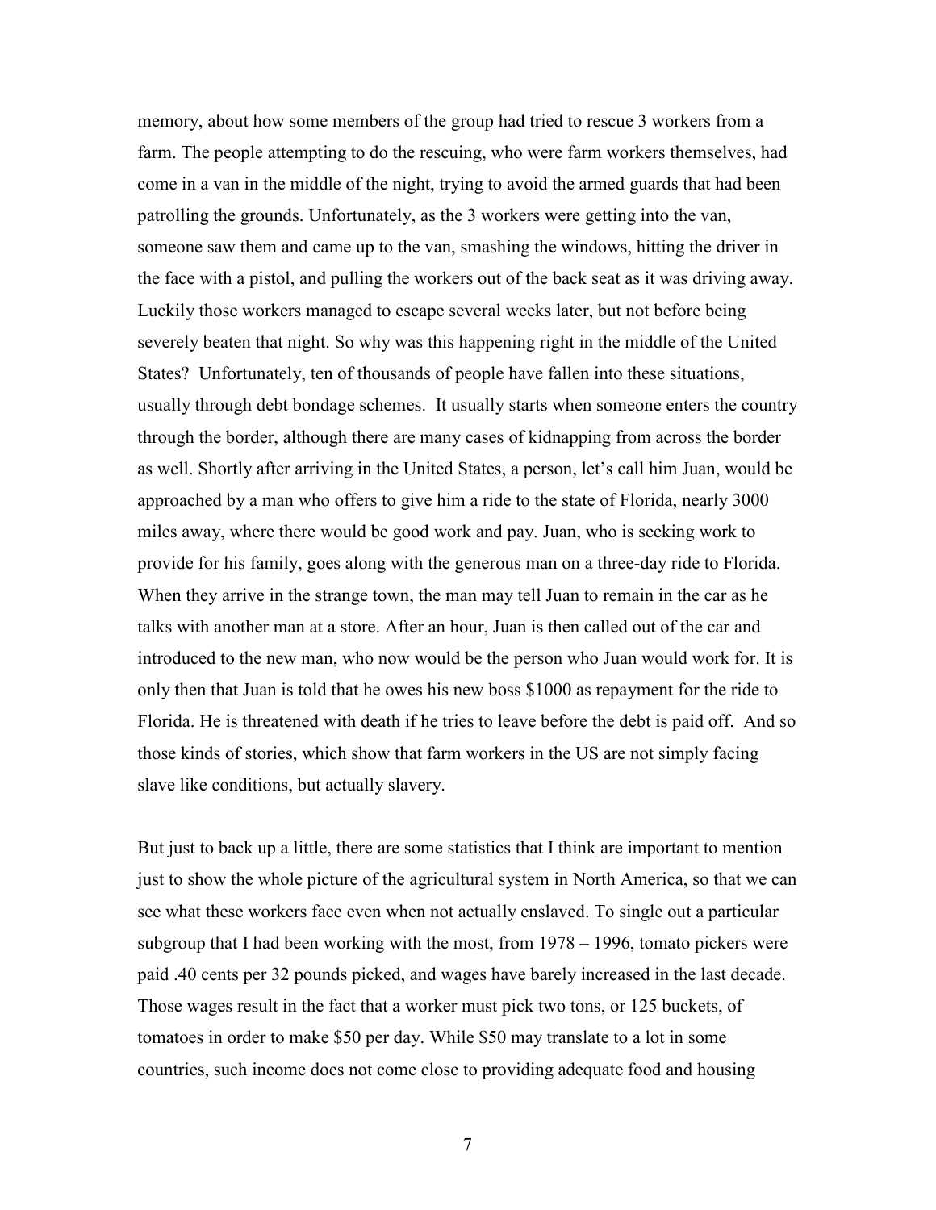memory, about how some members of the group had tried to rescue 3 workers from a farm. The people attempting to do the rescuing, who were farm workers themselves, had come in a van in the middle of the night, trying to avoid the armed guards that had been patrolling the grounds. Unfortunately, as the 3 workers were getting into the van, someone saw them and came up to the van, smashing the windows, hitting the driver in the face with a pistol, and pulling the workers out of the back seat as it was driving away. Luckily those workers managed to escape several weeks later, but not before being severely beaten that night. So why was this happening right in the middle of the United States? Unfortunately, ten of thousands of people have fallen into these situations, usually through debt bondage schemes. It usually starts when someone enters the country through the border, although there are many cases of kidnapping from across the border as well. Shortly after arriving in the United States, a person, let's call him Juan, would be approached by a man who offers to give him a ride to the state of Florida, nearly 3000 miles away, where there would be good work and pay. Juan, who is seeking work to provide for his family, goes along with the generous man on a three-day ride to Florida. When they arrive in the strange town, the man may tell Juan to remain in the car as he talks with another man at a store. After an hour, Juan is then called out of the car and introduced to the new man, who now would be the person who Juan would work for. It is only then that Juan is told that he owes his new boss $1000 as repayment for the ride to Florida. He is threatened with death if he tries to leave before the debt is paid off. And so those kinds of stories, which show that farm workers in the US are not simply facing slave like conditions, but actually slavery.

But just to back up a little, there are some statistics that I think are important to mention just to show the whole picture of the agricultural system in North America, so that we can see what these workers face even when not actually enslaved. To single out a particular subgroup that I had been working with the most, from 1978 – 1996, tomato pickers were paid .40 cents per 32 pounds picked, and wages have barely increased in the last decade. Those wages result in the fact that a worker must pick two tons, or 125 buckets, of tomatoes in order to make $50 per day. While $50 may translate to a lot in some countries, such income does not come close to providing adequate food and housing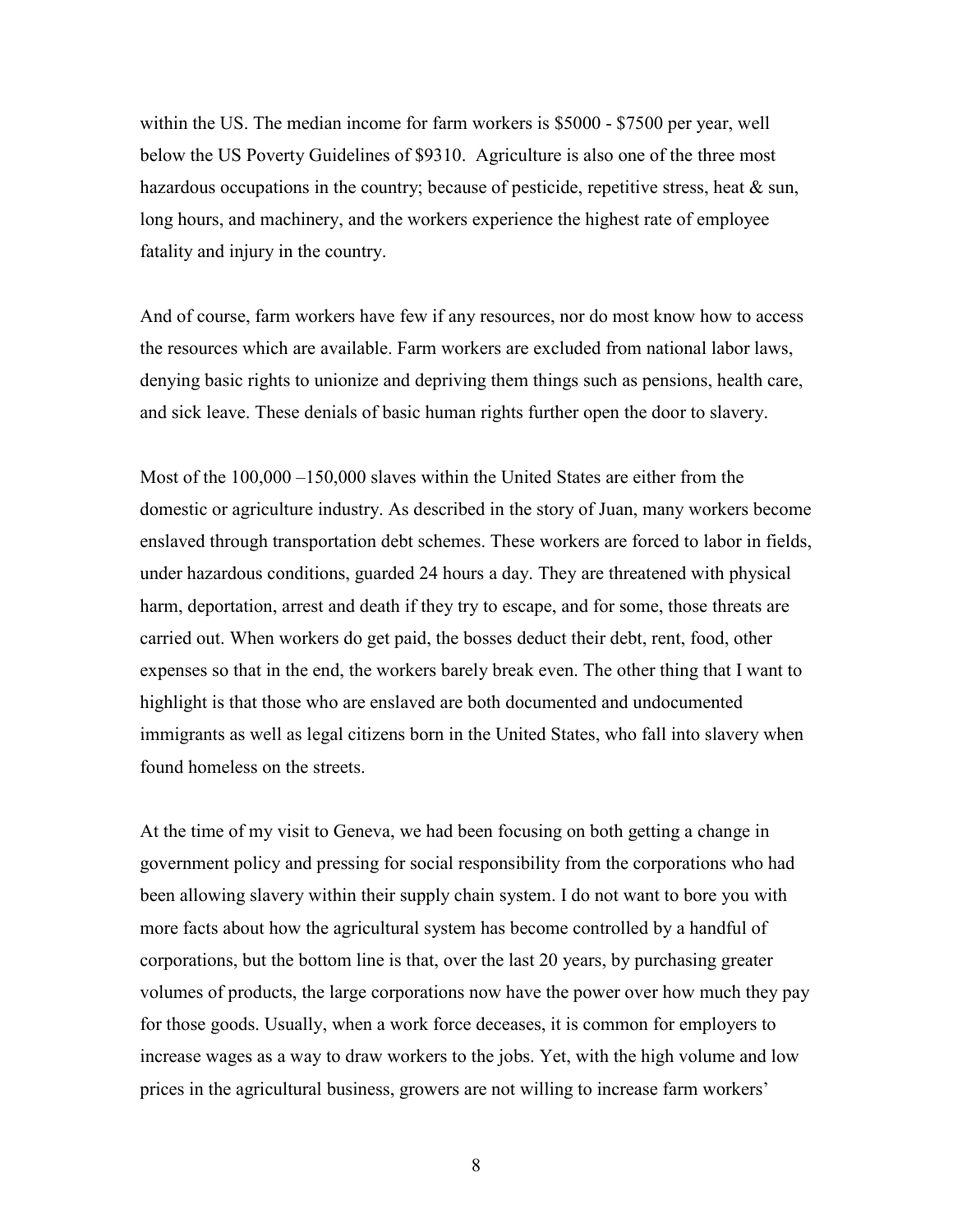within the US. The median income for farm workers is $5000 - $7500 per year, well below the US Poverty Guidelines of $9310. Agriculture is also one of the three most hazardous occupations in the country; because of pesticide, repetitive stress, heat & sun, long hours, and machinery, and the workers experience the highest rate of employee fatality and injury in the country.

And of course, farm workers have few if any resources, nor do most know how to access the resources which are available. Farm workers are excluded from national labor laws, denying basic rights to unionize and depriving them things such as pensions, health care, and sick leave. These denials of basic human rights further open the door to slavery.

Most of the 100,000 –150,000 slaves within the United States are either from the domestic or agriculture industry. As described in the story of Juan, many workers become enslaved through transportation debt schemes. These workers are forced to labor in fields, under hazardous conditions, guarded 24 hours a day. They are threatened with physical harm, deportation, arrest and death if they try to escape, and for some, those threats are carried out. When workers do get paid, the bosses deduct their debt, rent, food, other expenses so that in the end, the workers barely break even. The other thing that I want to highlight is that those who are enslaved are both documented and undocumented immigrants as well as legal citizens born in the United States, who fall into slavery when found homeless on the streets.

At the time of my visit to Geneva, we had been focusing on both getting a change in government policy and pressing for social responsibility from the corporations who had been allowing slavery within their supply chain system. I do not want to bore you with more facts about how the agricultural system has become controlled by a handful of corporations, but the bottom line is that, over the last 20 years, by purchasing greater volumes of products, the large corporations now have the power over how much they pay for those goods. Usually, when a work force deceases, it is common for employers to increase wages as a way to draw workers to the jobs. Yet, with the high volume and low prices in the agricultural business, growers are not willing to increase farm workers'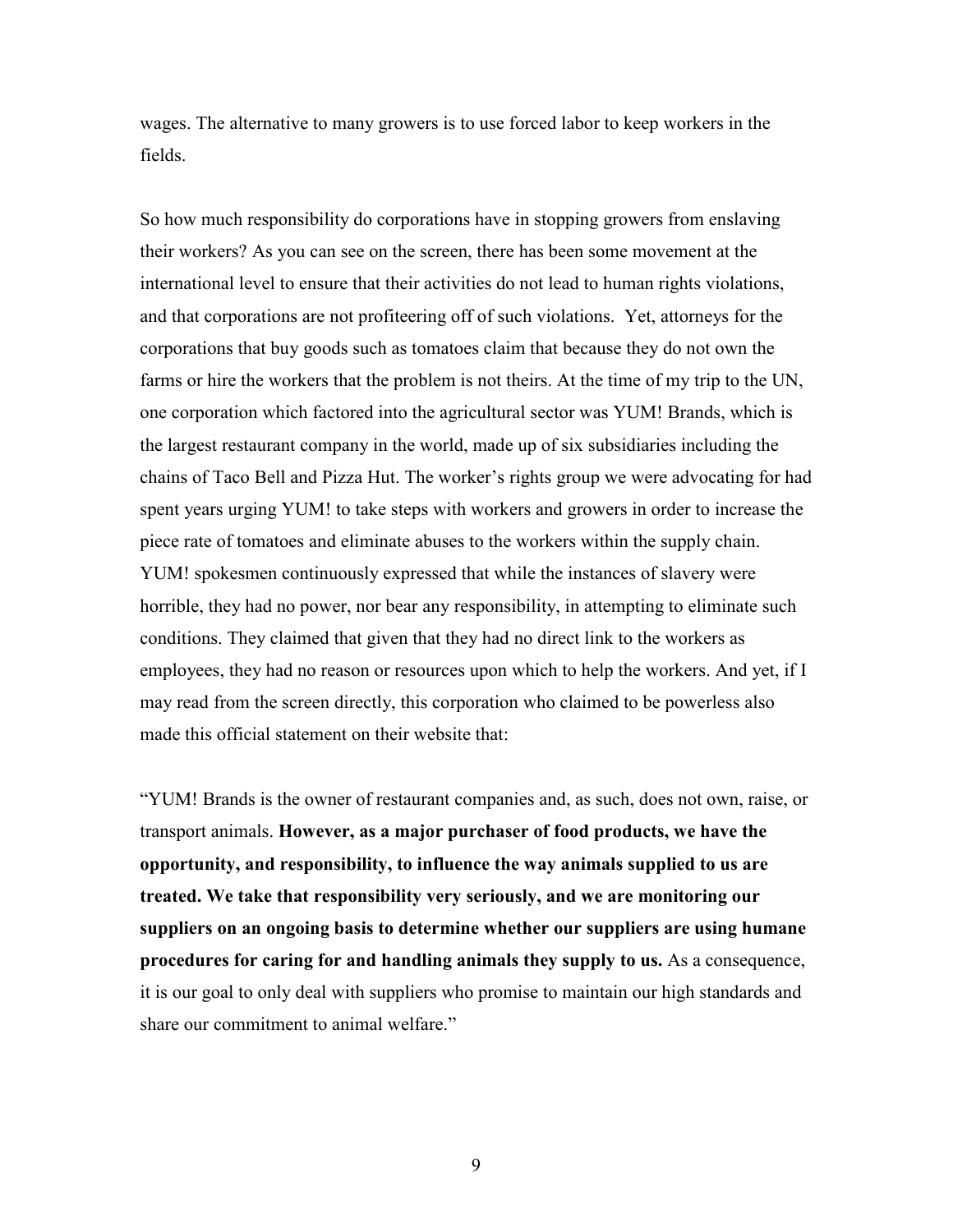wages. The alternative to many growers is to use forced labor to keep workers in the fields.

So how much responsibility do corporations have in stopping growers from enslaving their workers? As you can see on the screen, there has been some movement at the international level to ensure that their activities do not lead to human rights violations, and that corporations are not profiteering off of such violations. Yet, attorneys for the corporations that buy goods such as tomatoes claim that because they do not own the farms or hire the workers that the problem is not theirs. At the time of my trip to the UN, one corporation which factored into the agricultural sector was YUM! Brands, which is the largest restaurant company in the world, made up of six subsidiaries including the chains of Taco Bell and Pizza Hut. The worker's rights group we were advocating for had spent years urging YUM! to take steps with workers and growers in order to increase the piece rate of tomatoes and eliminate abuses to the workers within the supply chain. YUM! spokesmen continuously expressed that while the instances of slavery were horrible, they had no power, nor bear any responsibility, in attempting to eliminate such conditions. They claimed that given that they had no direct link to the workers as employees, they had no reason or resources upon which to help the workers. And yet, if I may read from the screen directly, this corporation who claimed to be powerless also made this official statement on their website that:

"YUM! Brands is the owner of restaurant companies and, as such, does not own, raise, or transport animals. **However, as a major purchaser of food products, we have the opportunity, and responsibility, to influence the way animals supplied to us are treated. We take that responsibility very seriously, and we are monitoring our suppliers on an ongoing basis to determine whether our suppliers are using humane procedures for caring for and handling animals they supply to us.** As a consequence, it is our goal to only deal with suppliers who promise to maintain our high standards and share our commitment to animal welfare."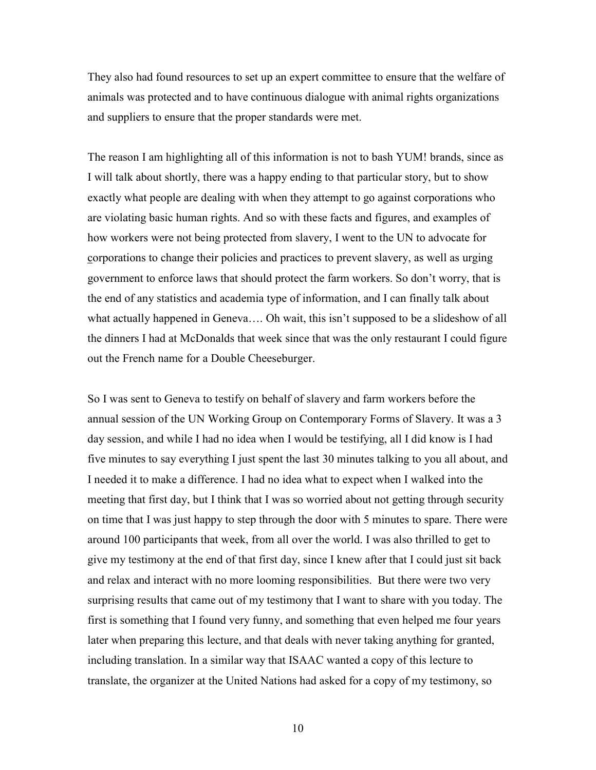They also had found resources to set up an expert committee to ensure that the welfare of animals was protected and to have continuous dialogue with animal rights organizations and suppliers to ensure that the proper standards were met.

The reason I am highlighting all of this information is not to bash YUM! brands, since as I will talk about shortly, there was a happy ending to that particular story, but to show exactly what people are dealing with when they attempt to go against corporations who are violating basic human rights. And so with these facts and figures, and examples of how workers were not being protected from slavery, I went to the UN to advocate for corporations to change their policies and practices to prevent slavery, as well as urging government to enforce laws that should protect the farm workers. So don't worry, that is the end of any statistics and academia type of information, and I can finally talk about what actually happened in Geneva…. Oh wait, this isn't supposed to be a slideshow of all the dinners I had at McDonalds that week since that was the only restaurant I could figure out the French name for a Double Cheeseburger.

So I was sent to Geneva to testify on behalf of slavery and farm workers before the annual session of the UN Working Group on Contemporary Forms of Slavery. It was a 3 day session, and while I had no idea when I would be testifying, all I did know is I had five minutes to say everything I just spent the last 30 minutes talking to you all about, and I needed it to make a difference. I had no idea what to expect when I walked into the meeting that first day, but I think that I was so worried about not getting through security on time that I was just happy to step through the door with 5 minutes to spare. There were around 100 participants that week, from all over the world. I was also thrilled to get to give my testimony at the end of that first day, since I knew after that I could just sit back and relax and interact with no more looming responsibilities. But there were two very surprising results that came out of my testimony that I want to share with you today. The first is something that I found very funny, and something that even helped me four years later when preparing this lecture, and that deals with never taking anything for granted, including translation. In a similar way that ISAAC wanted a copy of this lecture to translate, the organizer at the United Nations had asked for a copy of my testimony, so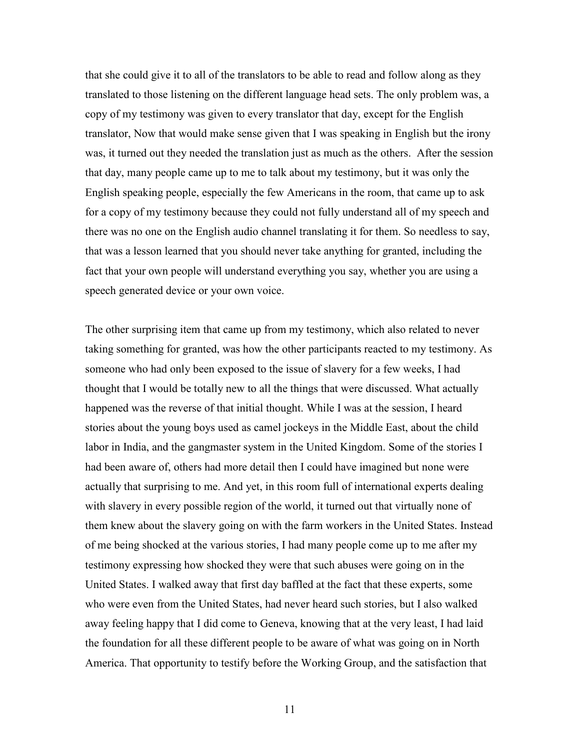that she could give it to all of the translators to be able to read and follow along as they translated to those listening on the different language head sets. The only problem was, a copy of my testimony was given to every translator that day, except for the English translator, Now that would make sense given that I was speaking in English but the irony was, it turned out they needed the translation just as much as the others. After the session that day, many people came up to me to talk about my testimony, but it was only the English speaking people, especially the few Americans in the room, that came up to ask for a copy of my testimony because they could not fully understand all of my speech and there was no one on the English audio channel translating it for them. So needless to say, that was a lesson learned that you should never take anything for granted, including the fact that your own people will understand everything you say, whether you are using a speech generated device or your own voice.

The other surprising item that came up from my testimony, which also related to never taking something for granted, was how the other participants reacted to my testimony. As someone who had only been exposed to the issue of slavery for a few weeks, I had thought that I would be totally new to all the things that were discussed. What actually happened was the reverse of that initial thought. While I was at the session, I heard stories about the young boys used as camel jockeys in the Middle East, about the child labor in India, and the gangmaster system in the United Kingdom. Some of the stories I had been aware of, others had more detail then I could have imagined but none were actually that surprising to me. And yet, in this room full of international experts dealing with slavery in every possible region of the world, it turned out that virtually none of them knew about the slavery going on with the farm workers in the United States. Instead of me being shocked at the various stories, I had many people come up to me after my testimony expressing how shocked they were that such abuses were going on in the United States. I walked away that first day baffled at the fact that these experts, some who were even from the United States, had never heard such stories, but I also walked away feeling happy that I did come to Geneva, knowing that at the very least, I had laid the foundation for all these different people to be aware of what was going on in North America. That opportunity to testify before the Working Group, and the satisfaction that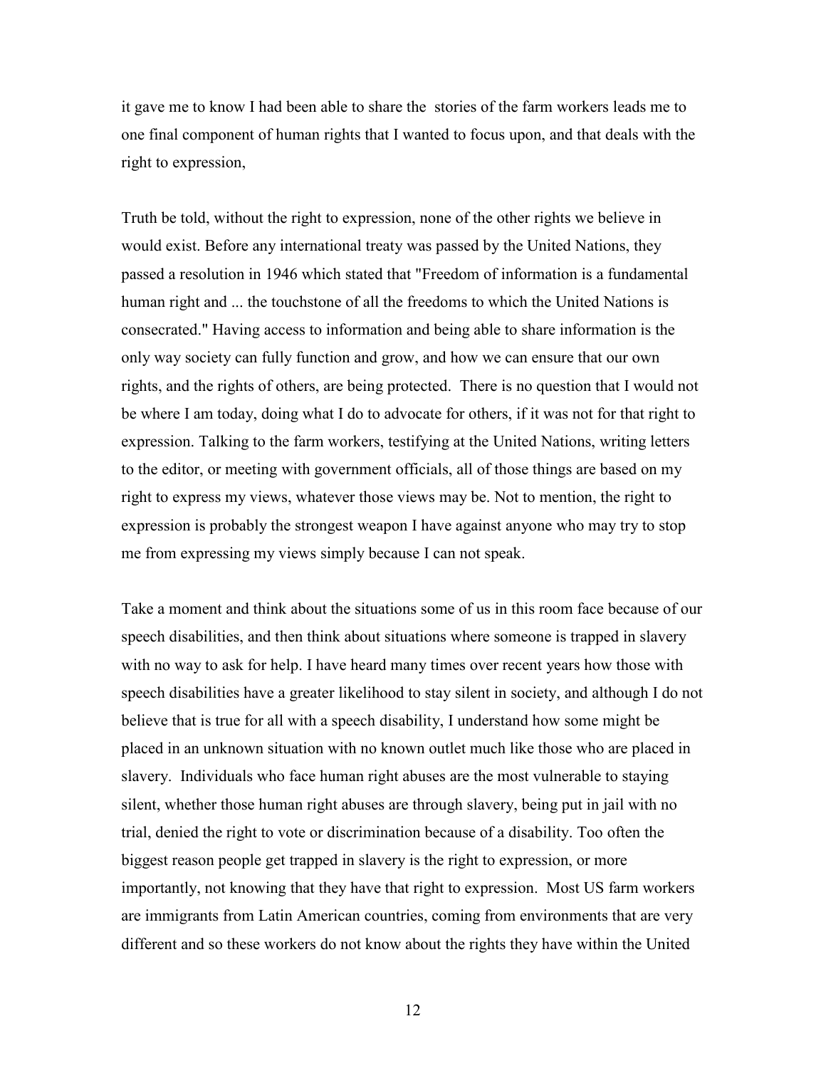it gave me to know I had been able to share the stories of the farm workers leads me to one final component of human rights that I wanted to focus upon, and that deals with the right to expression,

Truth be told, without the right to expression, none of the other rights we believe in would exist. Before any international treaty was passed by the United Nations, they passed a resolution in 1946 which stated that "Freedom of information is a fundamental human right and ... the touchstone of all the freedoms to which the United Nations is consecrated." Having access to information and being able to share information is the only way society can fully function and grow, and how we can ensure that our own rights, and the rights of others, are being protected. There is no question that I would not be where I am today, doing what I do to advocate for others, if it was not for that right to expression. Talking to the farm workers, testifying at the United Nations, writing letters to the editor, or meeting with government officials, all of those things are based on my right to express my views, whatever those views may be. Not to mention, the right to expression is probably the strongest weapon I have against anyone who may try to stop me from expressing my views simply because I can not speak.

Take a moment and think about the situations some of us in this room face because of our speech disabilities, and then think about situations where someone is trapped in slavery with no way to ask for help. I have heard many times over recent years how those with speech disabilities have a greater likelihood to stay silent in society, and although I do not believe that is true for all with a speech disability, I understand how some might be placed in an unknown situation with no known outlet much like those who are placed in slavery. Individuals who face human right abuses are the most vulnerable to staying silent, whether those human right abuses are through slavery, being put in jail with no trial, denied the right to vote or discrimination because of a disability. Too often the biggest reason people get trapped in slavery is the right to expression, or more importantly, not knowing that they have that right to expression. Most US farm workers are immigrants from Latin American countries, coming from environments that are very different and so these workers do not know about the rights they have within the United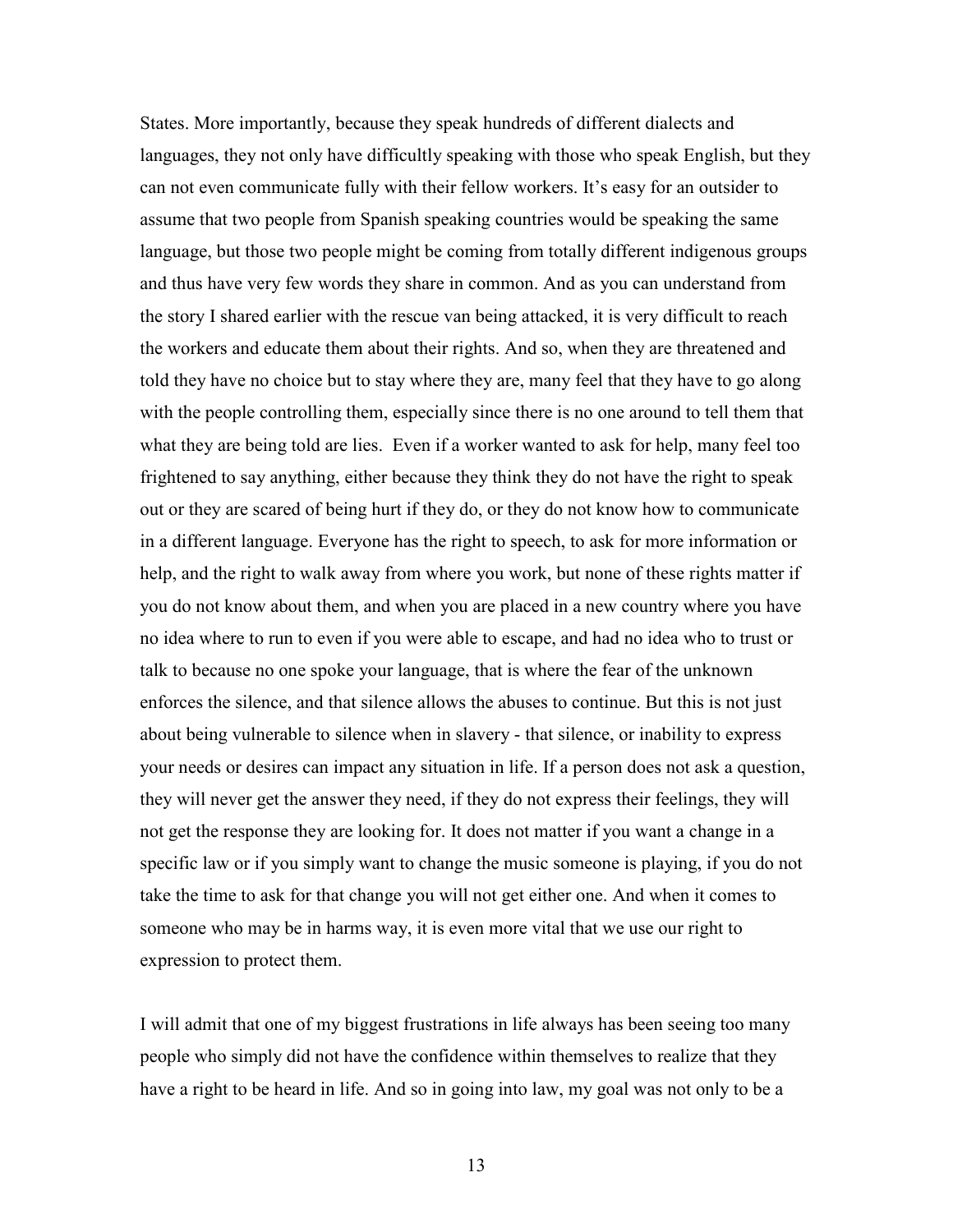States. More importantly, because they speak hundreds of different dialects and languages, they not only have difficultly speaking with those who speak English, but they can not even communicate fully with their fellow workers. It's easy for an outsider to assume that two people from Spanish speaking countries would be speaking the same language, but those two people might be coming from totally different indigenous groups and thus have very few words they share in common. And as you can understand from the story I shared earlier with the rescue van being attacked, it is very difficult to reach the workers and educate them about their rights. And so, when they are threatened and told they have no choice but to stay where they are, many feel that they have to go along with the people controlling them, especially since there is no one around to tell them that what they are being told are lies. Even if a worker wanted to ask for help, many feel too frightened to say anything, either because they think they do not have the right to speak out or they are scared of being hurt if they do, or they do not know how to communicate in a different language. Everyone has the right to speech, to ask for more information or help, and the right to walk away from where you work, but none of these rights matter if you do not know about them, and when you are placed in a new country where you have no idea where to run to even if you were able to escape, and had no idea who to trust or talk to because no one spoke your language, that is where the fear of the unknown enforces the silence, and that silence allows the abuses to continue. But this is not just about being vulnerable to silence when in slavery - that silence, or inability to express your needs or desires can impact any situation in life. If a person does not ask a question, they will never get the answer they need, if they do not express their feelings, they will not get the response they are looking for. It does not matter if you want a change in a specific law or if you simply want to change the music someone is playing, if you do not take the time to ask for that change you will not get either one. And when it comes to someone who may be in harms way, it is even more vital that we use our right to expression to protect them.

I will admit that one of my biggest frustrations in life always has been seeing too many people who simply did not have the confidence within themselves to realize that they have a right to be heard in life. And so in going into law, my goal was not only to be a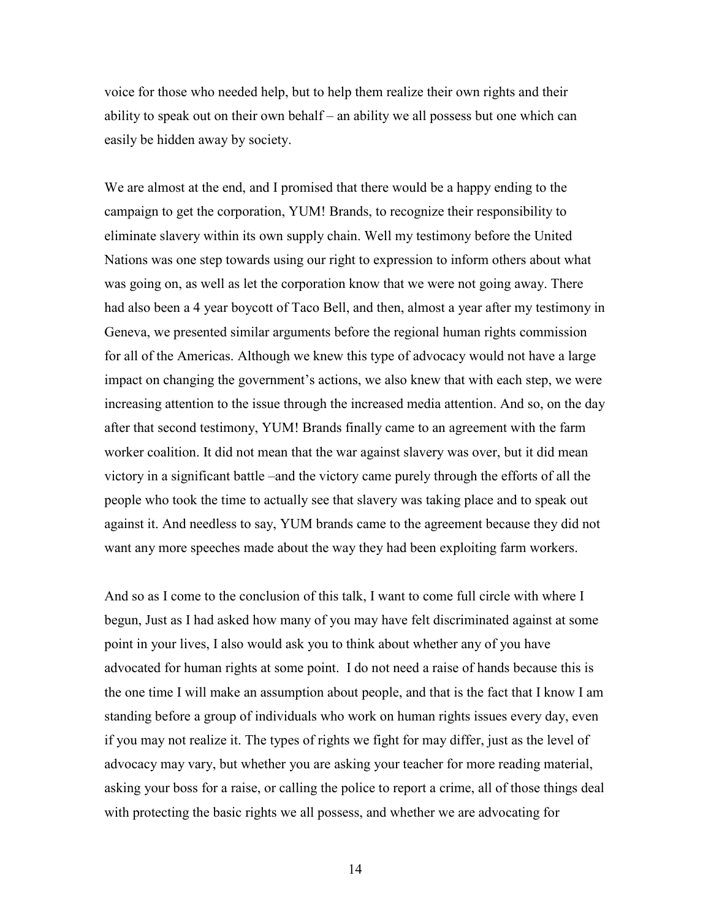voice for those who needed help, but to help them realize their own rights and their ability to speak out on their own behalf – an ability we all possess but one which can easily be hidden away by society.

We are almost at the end, and I promised that there would be a happy ending to the campaign to get the corporation, YUM! Brands, to recognize their responsibility to eliminate slavery within its own supply chain. Well my testimony before the United Nations was one step towards using our right to expression to inform others about what was going on, as well as let the corporation know that we were not going away. There had also been a 4 year boycott of Taco Bell, and then, almost a year after my testimony in Geneva, we presented similar arguments before the regional human rights commission for all of the Americas. Although we knew this type of advocacy would not have a large impact on changing the government's actions, we also knew that with each step, we were increasing attention to the issue through the increased media attention. And so, on the day after that second testimony, YUM! Brands finally came to an agreement with the farm worker coalition. It did not mean that the war against slavery was over, but it did mean victory in a significant battle –and the victory came purely through the efforts of all the people who took the time to actually see that slavery was taking place and to speak out against it. And needless to say, YUM brands came to the agreement because they did not want any more speeches made about the way they had been exploiting farm workers.

And so as I come to the conclusion of this talk, I want to come full circle with where I begun, Just as I had asked how many of you may have felt discriminated against at some point in your lives, I also would ask you to think about whether any of you have advocated for human rights at some point. I do not need a raise of hands because this is the one time I will make an assumption about people, and that is the fact that I know I am standing before a group of individuals who work on human rights issues every day, even if you may not realize it. The types of rights we fight for may differ, just as the level of advocacy may vary, but whether you are asking your teacher for more reading material, asking your boss for a raise, or calling the police to report a crime, all of those things deal with protecting the basic rights we all possess, and whether we are advocating for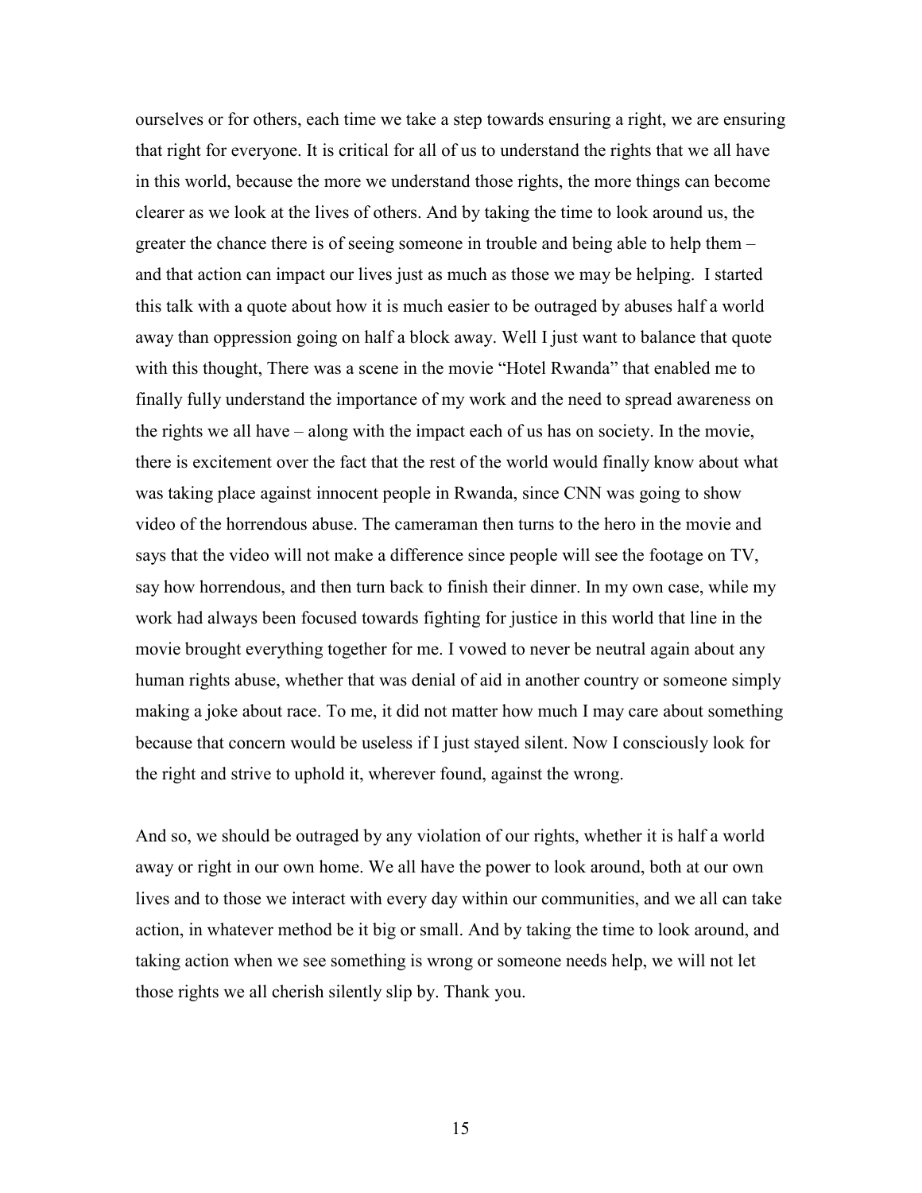ourselves or for others, each time we take a step towards ensuring a right, we are ensuring that right for everyone. It is critical for all of us to understand the rights that we all have in this world, because the more we understand those rights, the more things can become clearer as we look at the lives of others. And by taking the time to look around us, the greater the chance there is of seeing someone in trouble and being able to help them – and that action can impact our lives just as much as those we may be helping. I started this talk with a quote about how it is much easier to be outraged by abuses half a world away than oppression going on half a block away. Well I just want to balance that quote with this thought, There was a scene in the movie "Hotel Rwanda" that enabled me to finally fully understand the importance of my work and the need to spread awareness on the rights we all have – along with the impact each of us has on society. In the movie, there is excitement over the fact that the rest of the world would finally know about what was taking place against innocent people in Rwanda, since CNN was going to show video of the horrendous abuse. The cameraman then turns to the hero in the movie and says that the video will not make a difference since people will see the footage on TV, say how horrendous, and then turn back to finish their dinner. In my own case, while my work had always been focused towards fighting for justice in this world that line in the movie brought everything together for me. I vowed to never be neutral again about any human rights abuse, whether that was denial of aid in another country or someone simply making a joke about race. To me, it did not matter how much I may care about something because that concern would be useless if I just stayed silent. Now I consciously look for the right and strive to uphold it, wherever found, against the wrong.

And so, we should be outraged by any violation of our rights, whether it is half a world away or right in our own home. We all have the power to look around, both at our own lives and to those we interact with every day within our communities, and we all can take action, in whatever method be it big or small. And by taking the time to look around, and taking action when we see something is wrong or someone needs help, we will not let those rights we all cherish silently slip by. Thank you.